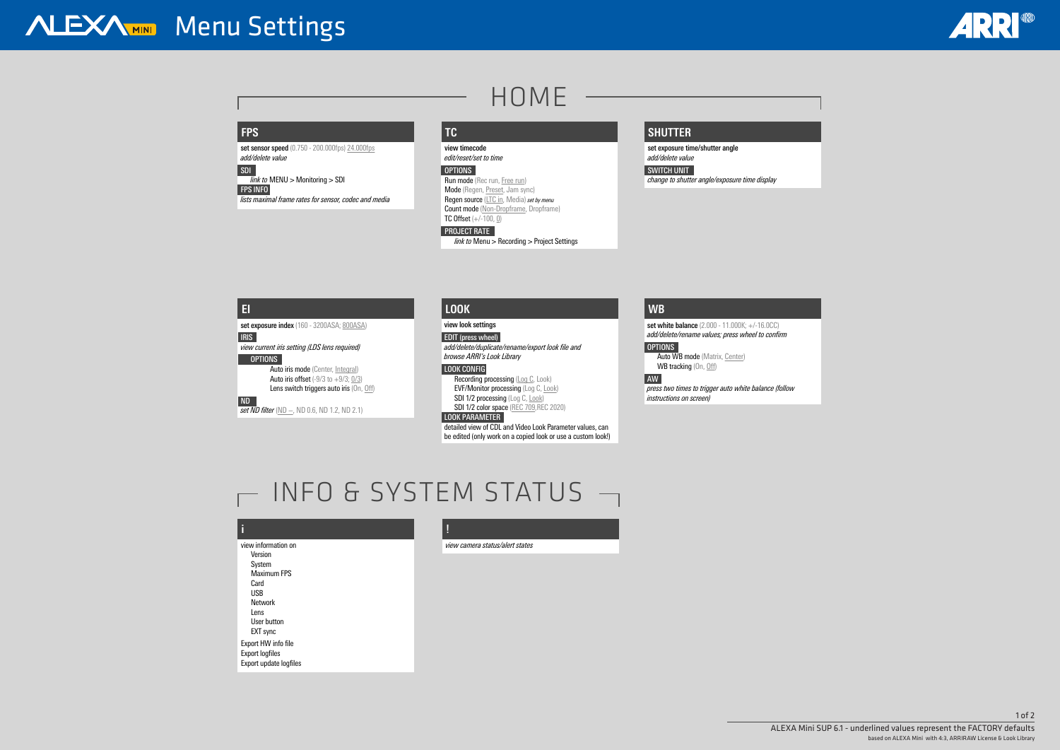# ALEXA MINI Menu Settings

## HOME

### FPS

**set sensor speed** (0.750 - 200.000fps) 24.000fps
*add/delete value*

SDI
*link to* MENU > Monitoring > SDI

FPS INFO
*lists maximal frame rates for sensor, codec and media*

### TC

**view timecode**
*edit/reset/set to time*

OPTIONS
- Run mode (Rec run, Free run)
- Mode (Regen, Preset, Jam sync)
- Regen source (LTC in, Media) *set by menu*
- Count mode (Non-Dropframe, Dropframe)
- TC Offset (+/-100, 0)

PROJECT RATE
*link to* Menu > Recording > Project Settings

### SHUTTER

**set exposure time/shutter angle**
*add/delete value*

SWITCH UNIT
*change to shutter angle/exposure time display*

### EI

**set exposure index** (160 - 3200ASA; 800ASA)

IRIS
*view current iris setting (LDS lens required)*

OPTIONS
- Auto iris mode (Center, Integral)
- Auto iris offset (-9/3 to +9/3; 0/3)
- Lens switch triggers auto iris (On, Off)

ND
*set ND filter* (ND --, ND 0.6, ND 1.2, ND 2.1)

### LOOK

**view look settings**

EDIT (press wheel)
*add/delete/duplicate/rename/export look file and browse ARRI's Look Library*

LOOK CONFIG
- Recording processing (Log C, Look)
- EVF/Monitor processing (Log C, Look)
- SDI 1/2 processing (Log C, Look)
- SDI 1/2 color space (REC 709,REC 2020)

LOOK PARAMETER
detailed view of CDL and Video Look Parameter values, can be edited (only work on a copied look or use a custom look!)

### WB

**set white balance** (2.000 - 11.000K; +/-16.0CC)
*add/delete/rename values; press wheel to confirm*

OPTIONS
- Auto WB mode (Matrix, Center)
- WB tracking (On, Off)

AW
*press two times to trigger auto white balance (follow instructions on screen)*

## INFO & SYSTEM STATUS

### i

view information on
- Version
- System
- Maximum FPS
- Card
- USB
- Network
- Lens
- User button
- EXT sync

Export HW info file
Export logfiles
Export update logfiles

### !

*view camera status/alert states*

ALEXA Mini SUP 6.1 - underlined values represent the FACTORY defaults
based on ALEXA Mini with 4:3, ARRIRAW License & Look Library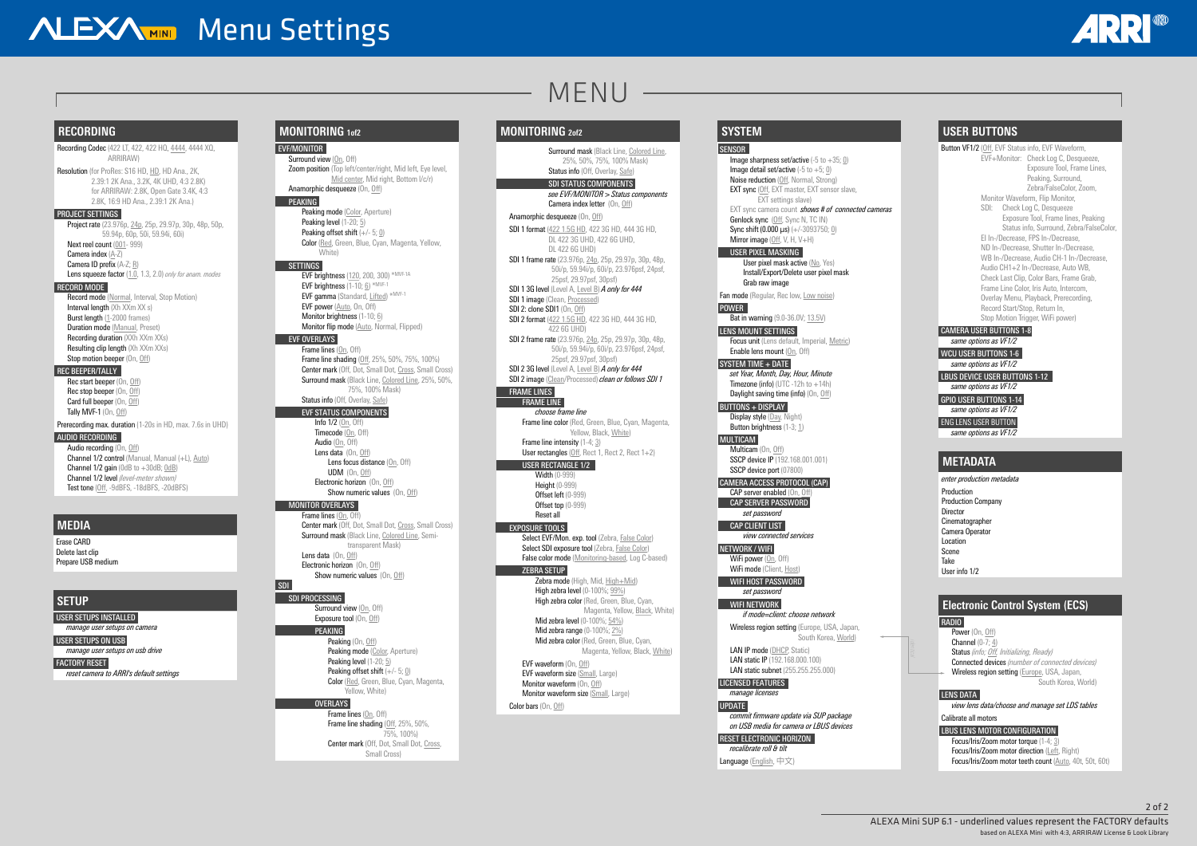# ALEXA MINI Menu Settings

# MENU

## RECORDING

**Recording Codec** (422 LT, 422, 422 HQ, 4444, 4444 XQ, ARRIRAW)

**Resolution** (for ProRes: S16 HD, HD, HD Ana., 2K, 2.39:1 2K Ana., 3.2K, 4K UHD, 4:3 2.8K) for ARRIRAW: 2.8K, Open Gate 3.4K, 4:3 2.8K, 16:9 HD Ana., 2.39:1 2K Ana.)

### PROJECT SETTINGS

**Project rate** (23.976p, 24p, 25p, 29.97p, 30p, 48p, 50p, 59.94p, 60p, 50i, 59.94i, 60i)

**Next reel count** (001- 999)

**Camera index** (A-Z)

**Camera ID prefix** (A-Z; R)

**Lens squeeze factor** (1.0, 1.3, 2.0) *only for anam. modes*

### RECORD MODE

**Record mode** (Normal, Interval, Stop Motion)

**Interval length** (Xh XXm XX s)

**Burst length** (1-2000 frames)

**Duration mode** (Manual, Preset)

**Recording duration** (XXh XXm XXs)

**Resulting clip length** (Xh XXm XXs)

**Stop motion beeper** (On, Off)

### REC BEEPER/TALLY

**Rec start beeper** (On, Off)

**Rec stop beeper** (On, Off)

**Card full beeper** (On, Off)

**Tally MVF-1** (On, Off)

**Prerecording max. duration** (1-20s in HD, max. 7.6s in UHD)

### AUDIO RECORDING

**Audio recording** (On, Off)

**Channel 1/2 control** (Manual, Manual (+L), Auto)

**Channel 1/2 gain** (0dB to +30dB; 0dB)

**Channel 1/2 level** *(level-meter shown)*

**Test tone** (Off, -9dBFS, -18dBFS, -20dBFS)

## MEDIA

Erase CARD

Delete last clip

Prepare USB medium

## SETUP

### USER SETUPS INSTALLED

*manage user setups on camera*

### USER SETUPS ON USB

*manage user setups on usb drive*

### FACTORY RESET

*reset camera to ARRI's default settings*

## MONITORING 1of2

### EVF/MONITOR

**Surround view** (On, Off)

**Zoom position** (Top left/center/right, Mid left, Eye level, Mid center, Mid right, Bottom l/c/r)

**Anamorphic desqueeze** (On, Off)

#### PEAKING

**Peaking mode** (Color, Aperture)

**Peaking level** (1-20; 5)

**Peaking offset shift** (+/- 5; 0)

**Color** (Red, Green, Blue, Cyan, Magenta, Yellow, White)

#### SETTINGS

**EVF brightness** (120, 200, 300) *MVF-1A

**EVF brightness** (1-10; 6) *MVF-1

**EVF gamma** (Standard, Lifted) *MVF-1

**EVF power** (Auto, On, Off)

**Monitor brightness** (1-10; 6)

**Monitor flip mode** (Auto, Normal, Flipped)

#### EVF OVERLAYS

**Frame lines** (On, Off)

**Frame line shading** (Off, 25%, 50%, 75%, 100%)

**Center mark** (Off, Dot, Small Dot, Cross, Small Cross)

**Surround mask** (Black Line, Colored Line, 25%, 50%, 75%, 100% Mask)

**Status info** (Off, Overlay, Safe)

#### EVF STATUS COMPONENTS

**Info 1/2** (On, Off)

**Timecode** (On, Off)

**Audio** (On, Off)

**Lens data** (On, Off)

**Lens focus distance** (On, Off)

**UDM** (On, Off)

**Electronic horizon** (On, Off)

**Show numeric values** (On, Off)

#### MONITOR OVERLAYS

**Frame lines** (On, Off)

**Center mark** (Off, Dot, Small Dot, Cross, Small Cross)

**Surround mask** (Black Line, Colored Line, Semi-transparent Mask)

**Lens data** (On, Off)

**Electronic horizon** (On, Off)

**Show numeric values** (On, Off)

### SDI

#### SDI PROCESSING

**Surround view** (On, Off)

**Exposure tool** (On, Off)

#### PEAKING

**Peaking** (On, Off)

**Peaking mode** (Color, Aperture)

**Peaking level** (1-20; 5)

**Peaking offset shift** (+/- 5; 0)

**Color** (Red, Green, Blue, Cyan, Magenta, Yellow, White)

#### OVERLAYS

**Frame lines** (On, Off)

**Frame line shading** (Off, 25%, 50%, 75%, 100%)

**Center mark** (Off, Dot, Small Dot, Cross, Small Cross)

## MONITORING 2of2

**Surround mask** (Black Line, Colored Line, 25%, 50%, 75%, 100% Mask)

**Status info** (Off, Overlay, Safe)

#### SDI STATUS COMPONENTS

*see EVF/MONITOR > Status components*

**Camera index letter** (On, Off)

**Anamorphic desqueeze** (On, Off)

**SDI 1 format** (422 1.5G HD, 422 3G HD, 444 3G HD, DL 422 3G UHD, 422 6G UHD, DL 422 6G UHD)

**SDI 1 frame rate** (23.976p, 24p, 25p, 29.97p, 30p, 48p, 50i/p, 59.94i/p, 60i/p, 23.976psf, 24psf, 25psf, 29.97psf, 30psf)

**SDI 1 3G level** (Level A, Level B) *A only for 444*

**SDI 1 image** (Clean, Processed)

**SDI 2: clone SDI1** (On, Off)

**SDI 2 format** (422 1.5G HD, 422 3G HD, 444 3G HD, 422 6G UHD)

**SDI 2 frame rate** (23.976p, 24p, 25p, 29.97p, 30p, 48p, 50i/p, 59.94i/p, 60i/p, 23.976psf, 24psf, 25psf, 29.97psf, 30psf)

**SDI 2 3G level** (Level A, Level B) *A only for 444*

**SDI 2 image** (Clean/Processed) *clean or follows SDI 1*

### FRAME LINES

#### FRAME LINE

*choose frame line*

**Frame line color** (Red, Green, Blue, Cyan, Magenta, Yellow, Black, White)

**Frame line intensity** (1-4; 3)

**User rectangles** (Off, Rect 1, Rect 2, Rect 1+2)

#### USER RECTANGLE 1/2

**Width** (0-999)

**Height** (0-999)

**Offset left** (0-999)

**Offset top** (0-999)

**Reset all**

### EXPOSURE TOOLS

**Select EVF/Mon. exp. tool** (Zebra, False Color)

**Select SDI exposure tool** (Zebra, False Color)

**False color mode** (Monitoring-based, Log C-based)

#### ZEBRA SETUP

**Zebra mode** (High, Mid, High+Mid)

**High zebra level** (0-100%; 99%)

**High zebra color** (Red, Green, Blue, Cyan, Magenta, Yellow, Black, White)

**Mid zebra level** (0-100%; 54%)

**Mid zebra range** (0-100%; 2%)

**Mid zebra color** (Red, Green, Blue, Cyan, Magenta, Yellow, Black, White)

**EVF waveform** (On, Off)

**EVF waveform size** (Small, Large)

**Monitor waveform** (On, Off)

**Monitor waveform size** (Small, Large)

**Color bars** (On, Off)

## SYSTEM

### SENSOR

**Image sharpness set/active** (-5 to +35; 0)

**Image detail set/active** (-5 to +5; 0)

**Noise reduction** (Off, Normal, Strong)

**EXT sync** (Off, EXT master, EXT sensor slave, EXT settings slave)

EXT sync camera count *shows # of connected cameras*

**Genlock sync** (Off, Sync N, TC IN)

**Sync shift (0.000 µs)** (+/-3093750; 0)

**Mirror image** (Off, V, H, V+H)

#### USER PIXEL MASKING

**User pixel mask active** (No, Yes)

**Install/Export/Delete user pixel mask**

**Grab raw image**

**Fan mode** (Regular, Rec low, Low noise)

### POWER

**Bat in warning** (9.0-36.0V; 13.5V)

### LENS MOUNT SETTINGS

**Focus unit** (Lens default, Imperial, Metric)

**Enable lens mount** (On, Off)

### SYSTEM TIME + DATE

*set Year, Month, Day, Hour, Minute*

**Timezone (info)** (UTC -12h to +14h)

**Daylight saving time (info)** (On, Off)

### BUTTONS + DISPLAY

**Display style** (Day, Night)

**Button brightness** (1-3; 1)

### MULTICAM

**Multicam** (On, Off)

**SSCP device IP** (192.168.001.001)

**SSCP device port** (07800)

### CAMERA ACCESS PROTOCOL (CAP)

**CAP server enabled** (On, Off)

#### CAP SERVER PASSWORD

*set password*

#### CAP CLIENT LIST

*view connected services*

### NETWORK / WIFI

**WiFi power** (On, Off)

**WiFi mode** (Client, Host)

#### WIFI HOST PASSWORD

*set password*

#### WIFI NETWORK

*if mode=client: choose network*

**Wireless region setting** (Europe, USA, Japan, South Korea, World)

**LAN IP mode** (DHCP, Static)

**LAN static IP** (192.168.000.100)

**LAN static subnet** (255.255.255.000)

### LICENSED FEATURES

*manage licenses*

### UPDATE

*commit firmware update via SUP package on USB media for camera or LBUS devices*

### RESET ELECTRONIC HORIZON

*recalibrate roll & tilt*

**Language** (English, 中文)

## USER BUTTONS

**Button VF1/2** (Off, EVF Status info, EVF Waveform, EVF+Monitor: Check Log C, Desqueeze, Exposure Tool, Frame Lines, Peaking, Surround, Zebra/FalseColor, Zoom, Monitor Waveform, Flip Monitor, SDI: Check Log C, Desqueeze Exposure Tool, Frame lines, Peaking Status info, Surround, Zebra/FalseColor, EI In-/Decrease, FPS In-/Decrease, ND In-/Decrease, Shutter In-/Decrease, WB In-/Decrease, Audio CH-1 In-/Decrease, Audio CH1+2 In-/Decrease, Auto WB, Check Last Clip, Color Bars, Frame Grab, Frame Line Color, Iris Auto, Intercom, Overlay Menu, Playback, Prerecording, Record Start/Stop, Return In, Stop Motion Trigger, WiFi power)

### CAMERA USER BUTTONS 1-8

*same options as VF1/2*

### WCU USER BUTTONS 1-6

*same options as VF1/2*

### LBUS DEVICE USER BUTTONS 1-12

*same options as VF1/2*

### GPIO USER BUTTONS 1-14

*same options as VF1/2*

### ENG LENS USER BUTTON

*same options as VF1/2*

## METADATA

*enter production metadata*

Production

Production Company

Director

Cinematographer

Camera Operator

Location

Scene

Take

User info 1/2

## Electronic Control System (ECS)

### RADIO

**Power** (On, Off)

**Channel** (0-7; 4)

**Status** *(info; Off, Initializing, Ready)*

**Connected devices** *(number of connected devices)*

**Wireless region setting** (Europe, USA, Japan, South Korea, World)

### LENS DATA

*view lens data/choose and manage set LDS tables*

Calibrate all motors

### LBUS LENS MOTOR CONFIGURATION

**Focus/Iris/Zoom motor torque** (1-4; 3)

**Focus/Iris/Zoom motor direction** (Left, Right)

**Focus/Iris/Zoom motor teeth count** (Auto, 40t, 50t, 60t)

ALEXA Mini SUP 6.1 - underlined values represent the FACTORY defaults
based on ALEXA Mini with 4:3, ARRIRAW License & Look Library